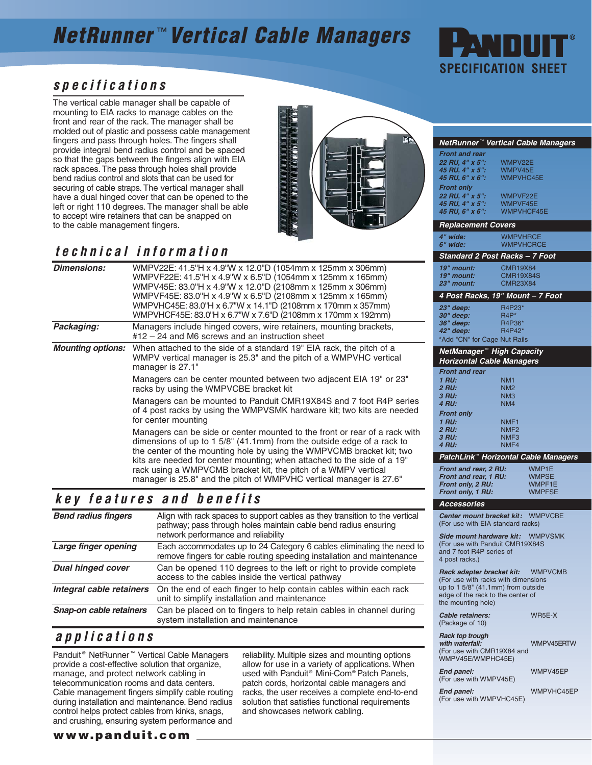# NetRunner™ Vertical Cable Managers

PANDUIT® SPECIFICATION SHEET

## specifications

The vertical cable manager shall be capable of mounting to EIA racks to manage cables on the front and rear of the rack. The manager shall be molded out of plastic and possess cable management fingers and pass through holes. The fingers shall provide integral bend radius control and be spaced so that the gaps between the fingers align with EIA rack spaces. The pass through holes shall provide bend radius control and slots that can be used for securing of cable straps. The vertical manager shall have a dual hinged cover that can be opened to the left or right 110 degrees. The manager shall be able to accept wire retainers that can be snapped on to the cable management fingers.

## technical information

| | |
|---|---|
| ***Dimensions:*** | WMPV22E: 41.5"H x 4.9"W x 12.0"D (1054mm x 125mm x 306mm)<br>WMPVF22E: 41.5"H x 4.9"W x 6.5"D (1054mm x 125mm x 165mm)<br>WMPV45E: 83.0"H x 4.9"W x 12.0"D (2108mm x 125mm x 306mm)<br>WMPVF45E: 83.0"H x 4.9"W x 6.5"D (2108mm x 125mm x 165mm)<br>WMPVHC45E: 83.0"H x 6.7"W x 14.1"D (2108mm x 170mm x 357mm)<br>WMPVHCF45E: 83.0"H x 6.7"W x 7.6"D (2108mm x 170mm x 192mm) |
| ***Packaging:*** | Managers include hinged covers, wire retainers, mounting brackets, #12 – 24 and M6 screws and an instruction sheet |
| ***Mounting options:*** | When attached to the side of a standard 19" EIA rack, the pitch of a WMPV vertical manager is 25.3" and the pitch of a WMPVHC vertical manager is 27.1"<br><br>Managers can be center mounted between two adjacent EIA 19" or 23" racks by using the WMPVCBE bracket kit<br><br>Managers can be mounted to Panduit CMR19X84S and 7 foot R4P series of 4 post racks by using the WMPVSMK hardware kit; two kits are needed for center mounting<br><br>Managers can be side or center mounted to the front or rear of a rack with dimensions of up to 1 5/8" (41.1mm) from the outside edge of a rack to the center of the mounting hole by using the WMPVCMB bracket kit; two kits are needed for center mounting; when attached to the side of a 19" rack using a WMPVCMB bracket kit, the pitch of a WMPV vertical manager is 25.8" and the pitch of WMPVHC vertical manager is 27.6" |

## key features and benefits

| | |
|---|---|
| ***Bend radius fingers*** | Align with rack spaces to support cables as they transition to the vertical pathway; pass through holes maintain cable bend radius ensuring network performance and reliability |
| ***Large finger opening*** | Each accommodates up to 24 Category 6 cables eliminating the need to remove fingers for cable routing speeding installation and maintenance |
| ***Dual hinged cover*** | Can be opened 110 degrees to the left or right to provide complete access to the cables inside the vertical pathway |
| ***Integral cable retainers*** | On the end of each finger to help contain cables within each rack unit to simplify installation and maintenance |
| ***Snap-on cable retainers*** | Can be placed on to fingers to help retain cables in channel during system installation and maintenance |

## applications

Panduit® NetRunner™ Vertical Cable Managers provide a cost-effective solution that organize, manage, and protect network cabling in telecommunication rooms and data centers. Cable management fingers simplify cable routing during installation and maintenance. Bend radius control helps protect cables from kinks, snags, and crushing, ensuring system performance and reliability. Multiple sizes and mounting options allow for use in a variety of applications. When used with Panduit® Mini-Com® Patch Panels, patch cords, horizontal cable managers and racks, the user receives a complete end-to-end solution that satisfies functional requirements and showcases network cabling.

**www.panduit.com**

### NetRunner™ Vertical Cable Managers

***Front and rear***

| | |
|---|---|
| ***22 RU, 4" x 5":*** | WMPV22E |
| ***45 RU, 4" x 5":*** | WMPV45E |
| ***45 RU, 6" x 6":*** | WMPVHC45E |

***Front only***

| | |
|---|---|
| ***22 RU, 4" x 5":*** | WMPVF22E |
| ***45 RU, 4" x 5":*** | WMPVF45E |
| ***45 RU, 6" x 6":*** | WMPVHCF45E |

### Replacement Covers

| | |
|---|---|
| ***4" wide:*** | WMPVHRCE |
| ***6" wide:*** | WMPVHCRCE |

### Standard 2 Post Racks – 7 Foot

| | |
|---|---|
| ***19" mount:*** | CMR19X84 |
| ***19" mount:*** | CMR19X84S |
| ***23" mount:*** | CMR23X84 |

### 4 Post Racks, 19" Mount – 7 Foot

| | |
|---|---|
| ***23" deep:*** | R4P23* |
| ***30" deep:*** | R4P* |
| ***36" deep:*** | R4P36* |
| ***42" deep:*** | R4P42* |

*Add "CN" for Cage Nut Rails

### NetManager™ High Capacity Horizontal Cable Managers

***Front and rear***

| | |
|---|---|
| ***1 RU:*** | NM1 |
| ***2 RU:*** | NM2 |
| ***3 RU:*** | NM3 |
| ***4 RU:*** | NM4 |

***Front only***

| | |
|---|---|
| ***1 RU:*** | NMF1 |
| ***2 RU:*** | NMF2 |
| ***3 RU:*** | NMF3 |
| ***4 RU:*** | NMF4 |

### PatchLink™ Horizontal Cable Managers

| | |
|---|---|
| ***Front and rear, 2 RU:*** | WMP1E |
| ***Front and rear, 1 RU:*** | WMPSE |
| ***Front only, 2 RU:*** | WMPF1E |
| ***Front only, 1 RU:*** | WMPFSE |

### Accessories

***Center mount bracket kit:*** WMPVCBE
(For use with EIA standard racks)

***Side mount hardware kit:*** WMPVSMK
(For use with Panduit CMR19X84S and 7 foot R4P series of 4 post racks.)

***Rack adapter bracket kit:*** WMPVCMB
(For use with racks with dimensions up to 1 5/8" (41.1mm) from outside edge of the rack to the center of the mounting hole)

***Cable retainers:*** WR5E-X
(Package of 10)

***Rack top trough with waterfall:*** WMPV45ERTW
(For use with CMR19X84 and WMPV45E/WMPHC45E)

***End panel:*** WMPV45EP
(For use with WMPV45E)

***End panel:*** WMPVHC45EP
(For use with WMPVHC45E)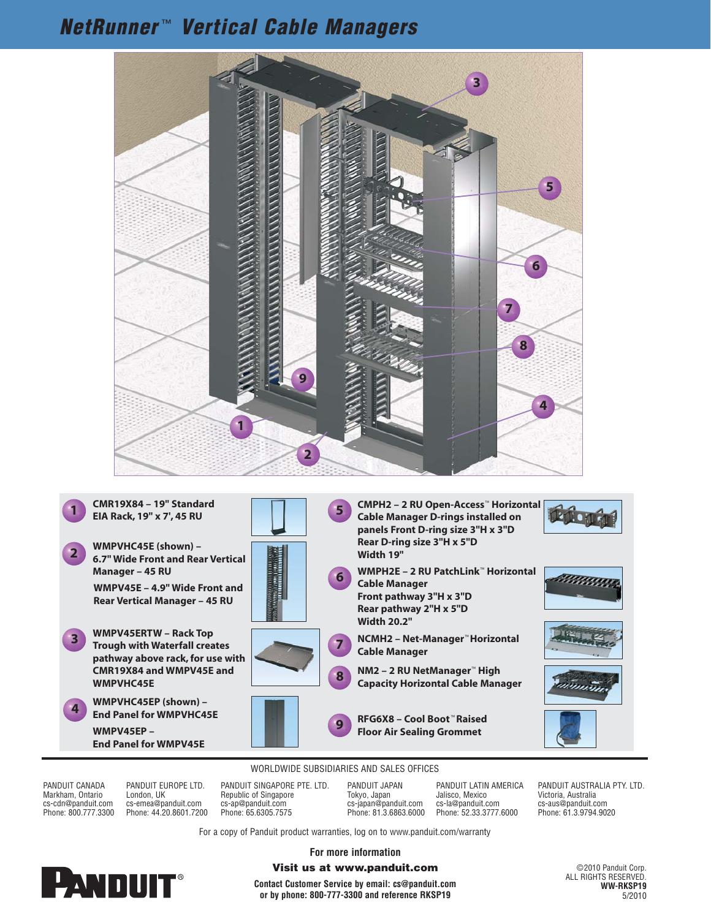# NetRunner™ Vertical Cable Managers

1. **CMR19X84 – 19" Standard EIA Rack, 19" x 7', 45 RU**

2. **WMPVHC45E (shown) – 6.7" Wide Front and Rear Vertical Manager – 45 RU**

   **WMPV45E – 4.9" Wide Front and Rear Vertical Manager – 45 RU**

3. **WMPV45ERTW – Rack Top Trough with Waterfall creates pathway above rack, for use with CMR19X84 and WMPV45E and WMPVHC45E**

4. **WMPVHC45EP (shown) – End Panel for WMPVHC45E**

   **WMPV45EP – End Panel for WMPV45E**

5. **CMPH2 – 2 RU Open-Access™ Horizontal Cable Manager D-rings installed on panels Front D-ring size 3"H x 3"D Rear D-ring size 3"H x 5"D Width 19"**

6. **WMPH2E – 2 RU PatchLink™ Horizontal Cable Manager Front pathway 3"H x 3"D Rear pathway 2"H x 5"D Width 20.2"**

7. **NCMH2 – Net-Manager™ Horizontal Cable Manager**

8. **NM2 – 2 RU NetManager™ High Capacity Horizontal Cable Manager**

9. **RFG6X8 – Cool Boot™ Raised Floor Air Sealing Grommet**

---

WORLDWIDE SUBSIDIARIES AND SALES OFFICES

PANDUIT CANADA
Markham, Ontario
cs-cdn@panduit.com
Phone: 800.777.3300

PANDUIT EUROPE LTD.
London, UK
cs-emea@panduit.com
Phone: 44.20.8601.7200

PANDUIT SINGAPORE PTE. LTD.
Republic of Singapore
cs-ap@panduit.com
Phone: 65.6305.7575

PANDUIT JAPAN
Tokyo, Japan
cs-japan@panduit.com
Phone: 81.3.6863.6000

PANDUIT LATIN AMERICA
Jalisco, Mexico
cs-la@panduit.com
Phone: 52.33.3777.6000

PANDUIT AUSTRALIA PTY. LTD.
Victoria, Australia
cs-aus@panduit.com
Phone: 61.3.9794.9020

For a copy of Panduit product warranties, log on to www.panduit.com/warranty

PANDUIT®

**For more information**

**Visit us at www.panduit.com**

**Contact Customer Service by email: cs@panduit.com or by phone: 800-777-3300 and reference RKSP19**

©2010 Panduit Corp.
ALL RIGHTS RESERVED.
**WW-RKSP19**
5/2010